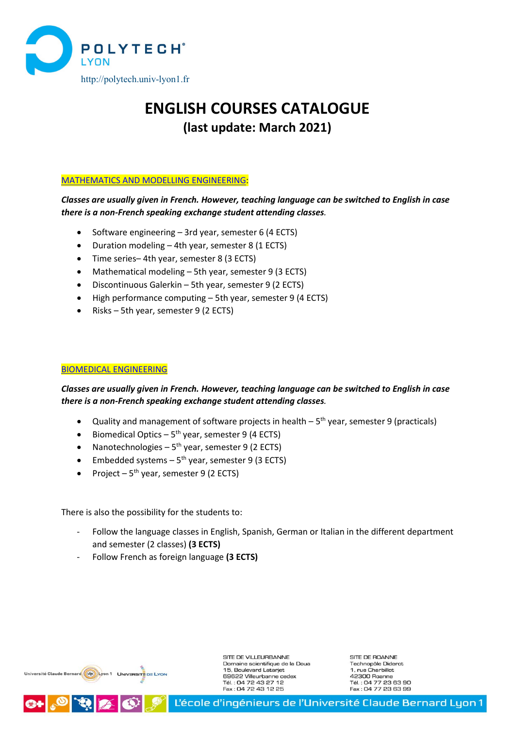POLYTECH LYON

http://polytech.univ-lyon1.fr

# ENGLISH COURSES CATALOGUE

## (last update: March 2021)

### MATHEMATICS AND MODELLING ENGINEERING:

***Classes are usually given in French. However, teaching language can be switched to English in case there is a non-French speaking exchange student attending classes.***

- Software engineering – 3rd year, semester 6 (4 ECTS)
- Duration modeling – 4th year, semester 8 (1 ECTS)
- Time series– 4th year, semester 8 (3 ECTS)
- Mathematical modeling – 5th year, semester 9 (3 ECTS)
- Discontinuous Galerkin – 5th year, semester 9 (2 ECTS)
- High performance computing – 5th year, semester 9 (4 ECTS)
- Risks – 5th year, semester 9 (2 ECTS)

### BIOMEDICAL ENGINEERING

***Classes are usually given in French. However, teaching language can be switched to English in case there is a non-French speaking exchange student attending classes.***

- Quality and management of software projects in health – 5th year, semester 9 (practicals)
- Biomedical Optics – 5th year, semester 9 (4 ECTS)
- Nanotechnologies – 5th year, semester 9 (2 ECTS)
- Embedded systems – 5th year, semester 9 (3 ECTS)
- Project – 5th year, semester 9 (2 ECTS)

There is also the possibility for the students to:

- Follow the language classes in English, Spanish, German or Italian in the different department and semester (2 classes) **(3 ECTS)**
- Follow French as foreign language **(3 ECTS)**

SITE DE VILLEURBANNE
Domaine scientifique de la Doua
15, Boulevard Latarjet
69622 Villeurbanne cedex
Tél. : 04 72 43 27 12
Fax : 04 72 43 12 25

SITE DE ROANNE
Technopôle Diderot
1, rue Charbillot
42300 Roanne
Tél. : 04 77 23 63 90
Fax : 04 77 23 63 99

L'école d'ingénieurs de l'Université Claude Bernard Lyon 1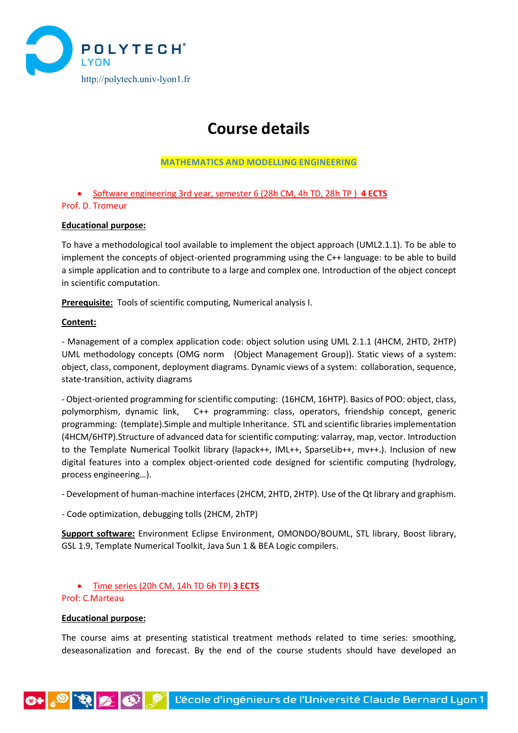# Course details

**MATHEMATICS AND MODELLING ENGINEERING**

- Software engineering 3rd year, semester 6 (28h CM, 4h TD, 28h TP ) **4 ECTS**

Prof. D. Tromeur

**Educational purpose:**

To have a methodological tool available to implement the object approach (UML2.1.1). To be able to implement the concepts of object-oriented programming using the C++ language: to be able to build a simple application and to contribute to a large and complex one. Introduction of the object concept in scientific computation.

**Prerequisite:** Tools of scientific computing, Numerical analysis I.

**Content:**

- Management of a complex application code: object solution using UML 2.1.1 (4HCM, 2HTD, 2HTP) UML methodology concepts (OMG norm (Object Management Group)). Static views of a system: object, class, component, deployment diagrams. Dynamic views of a system: collaboration, sequence, state-transition, activity diagrams

- Object-oriented programming for scientific computing: (16HCM, 16HTP). Basics of POO: object, class, polymorphism, dynamic link, C++ programming: class, operators, friendship concept, generic programming: (template).Simple and multiple Inheritance. STL and scientific libraries implementation (4HCM/6HTP).Structure of advanced data for scientific computing: valarray, map, vector. Introduction to the Template Numerical Toolkit library (lapack++, IML++, SparseLib++, mv++.). Inclusion of new digital features into a complex object-oriented code designed for scientific computing (hydrology, process engineering…).

- Development of human-machine interfaces (2HCM, 2HTD, 2HTP). Use of the Qt library and graphism.

- Code optimization, debugging tolls (2HCM, 2hTP)

**Support software:** Environment Eclipse Environment, OMONDO/BOUML, STL library, Boost library, GSL 1.9, Template Numerical Toolkit, Java Sun 1 & BEA Logic compilers.

- Time series (20h CM, 14h TD 6h TP) **3 ECTS**

Prof: C.Marteau

**Educational purpose:**

The course aims at presenting statistical treatment methods related to time series: smoothing, deseasonalization and forecast. By the end of the course students should have developed an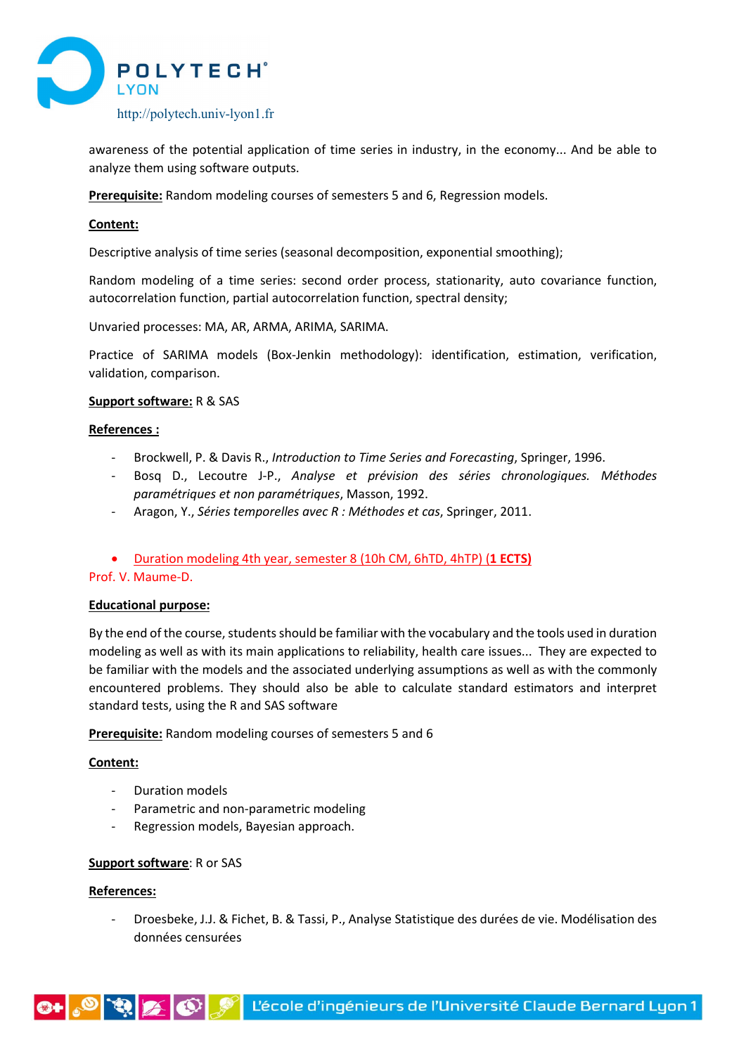awareness of the potential application of time series in industry, in the economy... And be able to analyze them using software outputs.

**Prerequisite:** Random modeling courses of semesters 5 and 6, Regression models.

**Content:**

Descriptive analysis of time series (seasonal decomposition, exponential smoothing);

Random modeling of a time series: second order process, stationarity, auto covariance function, autocorrelation function, partial autocorrelation function, spectral density;

Unvaried processes: MA, AR, ARMA, ARIMA, SARIMA.

Practice of SARIMA models (Box-Jenkin methodology): identification, estimation, verification, validation, comparison.

**Support software:** R & SAS

**References :**

- Brockwell, P. & Davis R., *Introduction to Time Series and Forecasting*, Springer, 1996.
- Bosq D., Lecoutre J-P., *Analyse et prévision des séries chronologiques. Méthodes paramétriques et non paramétriques*, Masson, 1992.
- Aragon, Y., *Séries temporelles avec R : Méthodes et cas*, Springer, 2011.

- Duration modeling 4th year, semester 8 (10h CM, 6hTD, 4hTP) (**1 ECTS**)

Prof. V. Maume-D.

**Educational purpose:**

By the end of the course, students should be familiar with the vocabulary and the tools used in duration modeling as well as with its main applications to reliability, health care issues... They are expected to be familiar with the models and the associated underlying assumptions as well as with the commonly encountered problems. They should also be able to calculate standard estimators and interpret standard tests, using the R and SAS software

**Prerequisite:** Random modeling courses of semesters 5 and 6

**Content:**

- Duration models
- Parametric and non-parametric modeling
- Regression models, Bayesian approach.

**Support software**: R or SAS

**References:**

- Droesbeke, J.J. & Fichet, B. & Tassi, P., Analyse Statistique des durées de vie. Modélisation des données censurées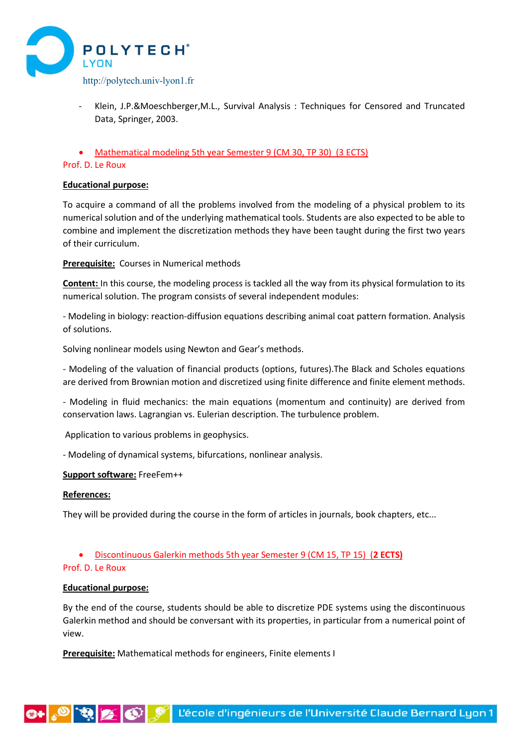- Klein, J.P.&Moeschberger,M.L., Survival Analysis : Techniques for Censored and Truncated Data, Springer, 2003.

- Mathematical modeling 5th year Semester 9 (CM 30, TP 30) (3 ECTS)

Prof. D. Le Roux

**Educational purpose:**

To acquire a command of all the problems involved from the modeling of a physical problem to its numerical solution and of the underlying mathematical tools. Students are also expected to be able to combine and implement the discretization methods they have been taught during the first two years of their curriculum.

**Prerequisite:** Courses in Numerical methods

**Content:** In this course, the modeling process is tackled all the way from its physical formulation to its numerical solution. The program consists of several independent modules:

- Modeling in biology: reaction-diffusion equations describing animal coat pattern formation. Analysis of solutions.

Solving nonlinear models using Newton and Gear's methods.

- Modeling of the valuation of financial products (options, futures).The Black and Scholes equations are derived from Brownian motion and discretized using finite difference and finite element methods.

- Modeling in fluid mechanics: the main equations (momentum and continuity) are derived from conservation laws. Lagrangian vs. Eulerian description. The turbulence problem.

Application to various problems in geophysics.

- Modeling of dynamical systems, bifurcations, nonlinear analysis.

**Support software:** FreeFem++

**References:**

They will be provided during the course in the form of articles in journals, book chapters, etc...

- Discontinuous Galerkin methods 5th year Semester 9 (CM 15, TP 15) (**2 ECTS**)

Prof. D. Le Roux

**Educational purpose:**

By the end of the course, students should be able to discretize PDE systems using the discontinuous Galerkin method and should be conversant with its properties, in particular from a numerical point of view.

**Prerequisite:** Mathematical methods for engineers, Finite elements I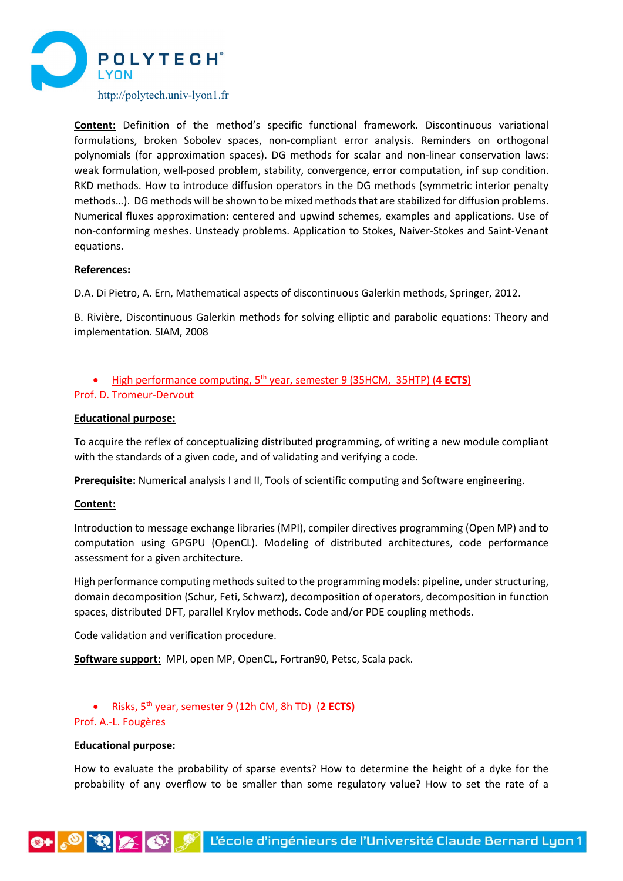**Content:** Definition of the method's specific functional framework. Discontinuous variational formulations, broken Sobolev spaces, non-compliant error analysis. Reminders on orthogonal polynomials (for approximation spaces). DG methods for scalar and non-linear conservation laws: weak formulation, well-posed problem, stability, convergence, error computation, inf sup condition. RKD methods. How to introduce diffusion operators in the DG methods (symmetric interior penalty methods…). DG methods will be shown to be mixed methods that are stabilized for diffusion problems. Numerical fluxes approximation: centered and upwind schemes, examples and applications. Use of non-conforming meshes. Unsteady problems. Application to Stokes, Naiver-Stokes and Saint-Venant equations.

**References:**

D.A. Di Pietro, A. Ern, Mathematical aspects of discontinuous Galerkin methods, Springer, 2012.

B. Rivière, Discontinuous Galerkin methods for solving elliptic and parabolic equations: Theory and implementation. SIAM, 2008

- High performance computing, 5th year, semester 9 (35HCM, 35HTP) (**4 ECTS**)

Prof. D. Tromeur-Dervout

**Educational purpose:**

To acquire the reflex of conceptualizing distributed programming, of writing a new module compliant with the standards of a given code, and of validating and verifying a code.

**Prerequisite:** Numerical analysis I and II, Tools of scientific computing and Software engineering.

**Content:**

Introduction to message exchange libraries (MPI), compiler directives programming (Open MP) and to computation using GPGPU (OpenCL). Modeling of distributed architectures, code performance assessment for a given architecture.

High performance computing methods suited to the programming models: pipeline, under structuring, domain decomposition (Schur, Feti, Schwarz), decomposition of operators, decomposition in function spaces, distributed DFT, parallel Krylov methods. Code and/or PDE coupling methods.

Code validation and verification procedure.

**Software support:** MPI, open MP, OpenCL, Fortran90, Petsc, Scala pack.

- Risks, 5th year, semester 9 (12h CM, 8h TD) (**2 ECTS**)

Prof. A.-L. Fougères

**Educational purpose:**

How to evaluate the probability of sparse events? How to determine the height of a dyke for the probability of any overflow to be smaller than some regulatory value? How to set the rate of a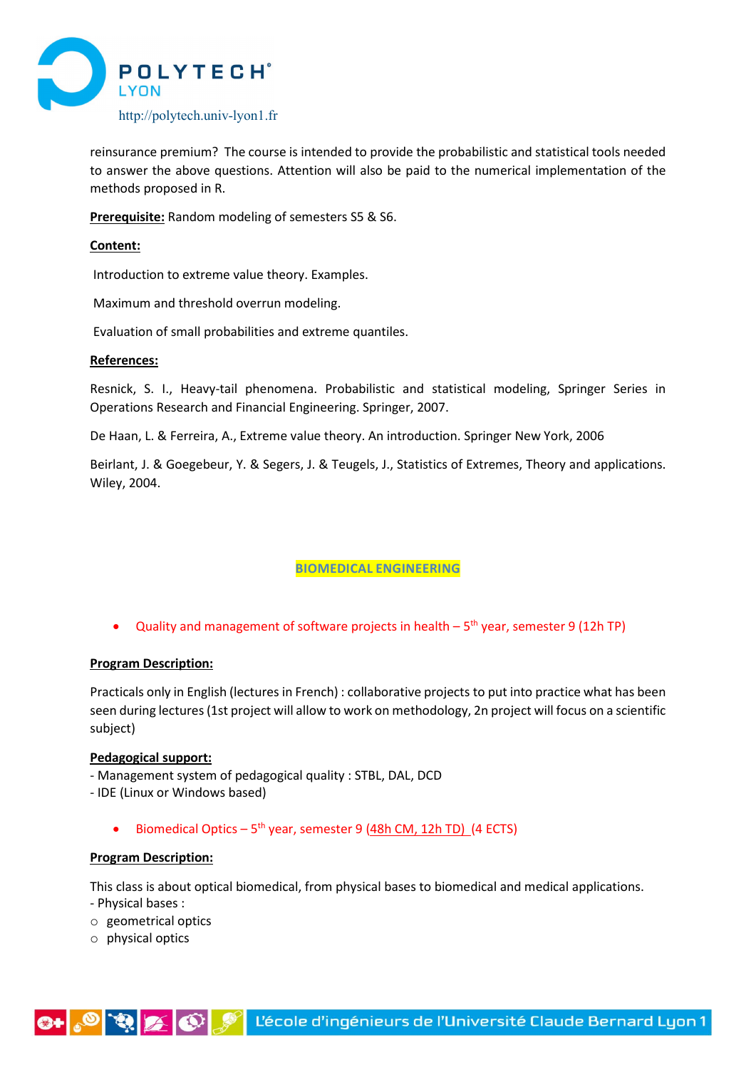reinsurance premium? The course is intended to provide the probabilistic and statistical tools needed to answer the above questions. Attention will also be paid to the numerical implementation of the methods proposed in R.

**Prerequisite:** Random modeling of semesters S5 & S6.

**Content:**

Introduction to extreme value theory. Examples.

Maximum and threshold overrun modeling.

Evaluation of small probabilities and extreme quantiles.

**References:**

Resnick, S. I., Heavy-tail phenomena. Probabilistic and statistical modeling, Springer Series in Operations Research and Financial Engineering. Springer, 2007.

De Haan, L. & Ferreira, A., Extreme value theory. An introduction. Springer New York, 2006

Beirlant, J. & Goegebeur, Y. & Segers, J. & Teugels, J., Statistics of Extremes, Theory and applications. Wiley, 2004.

## BIOMEDICAL ENGINEERING

- Quality and management of software projects in health – 5th year, semester 9 (12h TP)

**Program Description:**

Practicals only in English (lectures in French) : collaborative projects to put into practice what has been seen during lectures (1st project will allow to work on methodology, 2n project will focus on a scientific subject)

**Pedagogical support:**

- Management system of pedagogical quality : STBL, DAL, DCD
- IDE (Linux or Windows based)

- Biomedical Optics – 5th year, semester 9 (48h CM, 12h TD) (4 ECTS)

**Program Description:**

This class is about optical biomedical, from physical bases to biomedical and medical applications.

- Physical bases :
  - geometrical optics
  - physical optics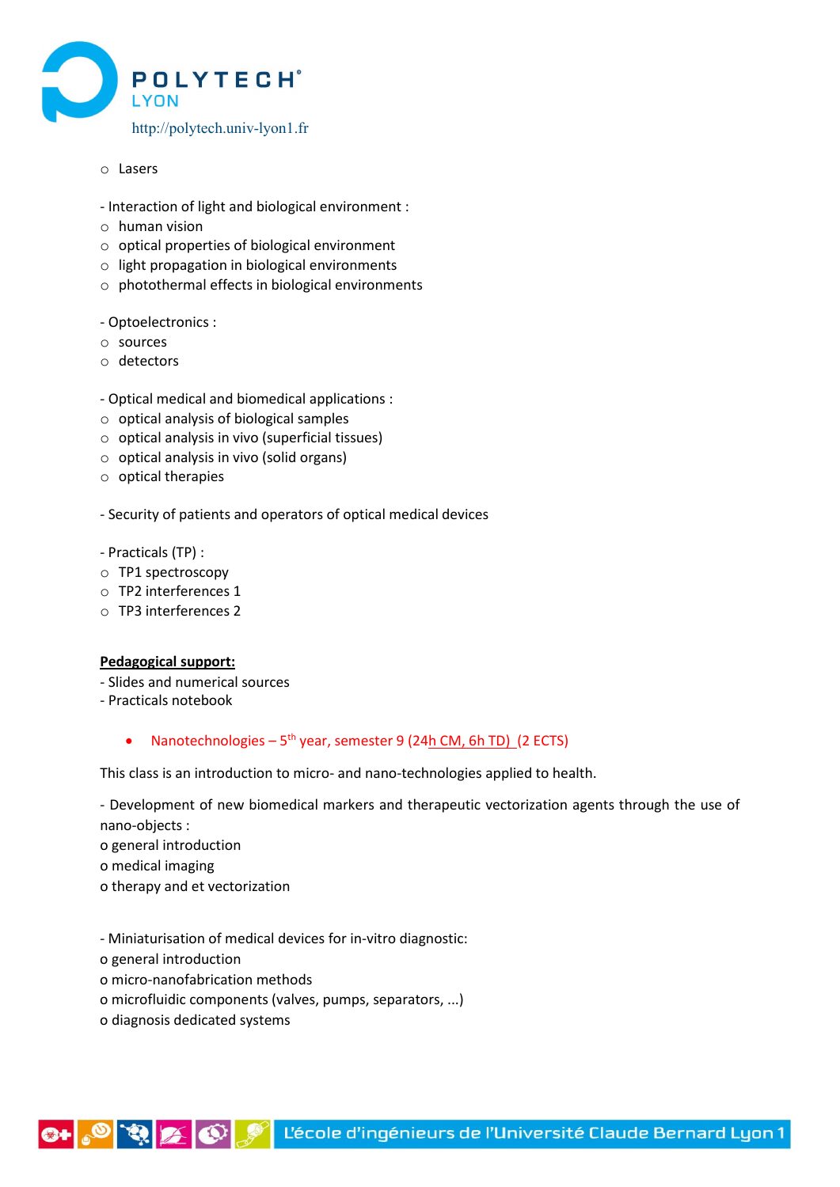- Lasers

- Interaction of light and biological environment :
  - human vision
  - optical properties of biological environment
  - light propagation in biological environments
  - photothermal effects in biological environments

- Optoelectronics :
  - sources
  - detectors

- Optical medical and biomedical applications :
  - optical analysis of biological samples
  - optical analysis in vivo (superficial tissues)
  - optical analysis in vivo (solid organs)
  - optical therapies

- Security of patients and operators of optical medical devices

- Practicals (TP) :
  - TP1 spectroscopy
  - TP2 interferences 1
  - TP3 interferences 2

**Pedagogical support:**

- Slides and numerical sources
- Practicals notebook

- Nanotechnologies – 5th year, semester 9 (24h CM, 6h TD) (2 ECTS)

This class is an introduction to micro- and nano-technologies applied to health.

- Development of new biomedical markers and therapeutic vectorization agents through the use of nano-objects :
  - general introduction
  - medical imaging
  - therapy and et vectorization

- Miniaturisation of medical devices for in-vitro diagnostic:
  - general introduction
  - micro-nanofabrication methods
  - microfluidic components (valves, pumps, separators, ...)
  - diagnosis dedicated systems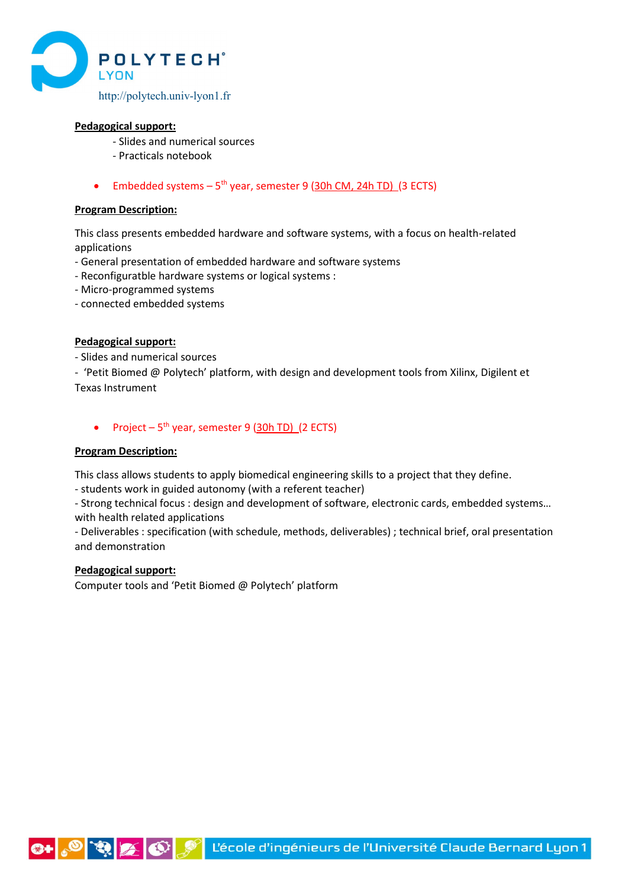**Pedagogical support:**

- Slides and numerical sources
- Practicals notebook

- Embedded systems – 5th year, semester 9 (30h CM, 24h TD) (3 ECTS)

**Program Description:**

This class presents embedded hardware and software systems, with a focus on health-related applications

- General presentation of embedded hardware and software systems
- Reconfiguratble hardware systems or logical systems :
- Micro-programmed systems
- connected embedded systems

**Pedagogical support:**

- Slides and numerical sources
- 'Petit Biomed @ Polytech' platform, with design and development tools from Xilinx, Digilent et Texas Instrument

- Project – 5th year, semester 9 (30h TD) (2 ECTS)

**Program Description:**

This class allows students to apply biomedical engineering skills to a project that they define.

- students work in guided autonomy (with a referent teacher)
- Strong technical focus : design and development of software, electronic cards, embedded systems… with health related applications
- Deliverables : specification (with schedule, methods, deliverables) ; technical brief, oral presentation and demonstration

**Pedagogical support:**

Computer tools and 'Petit Biomed @ Polytech' platform